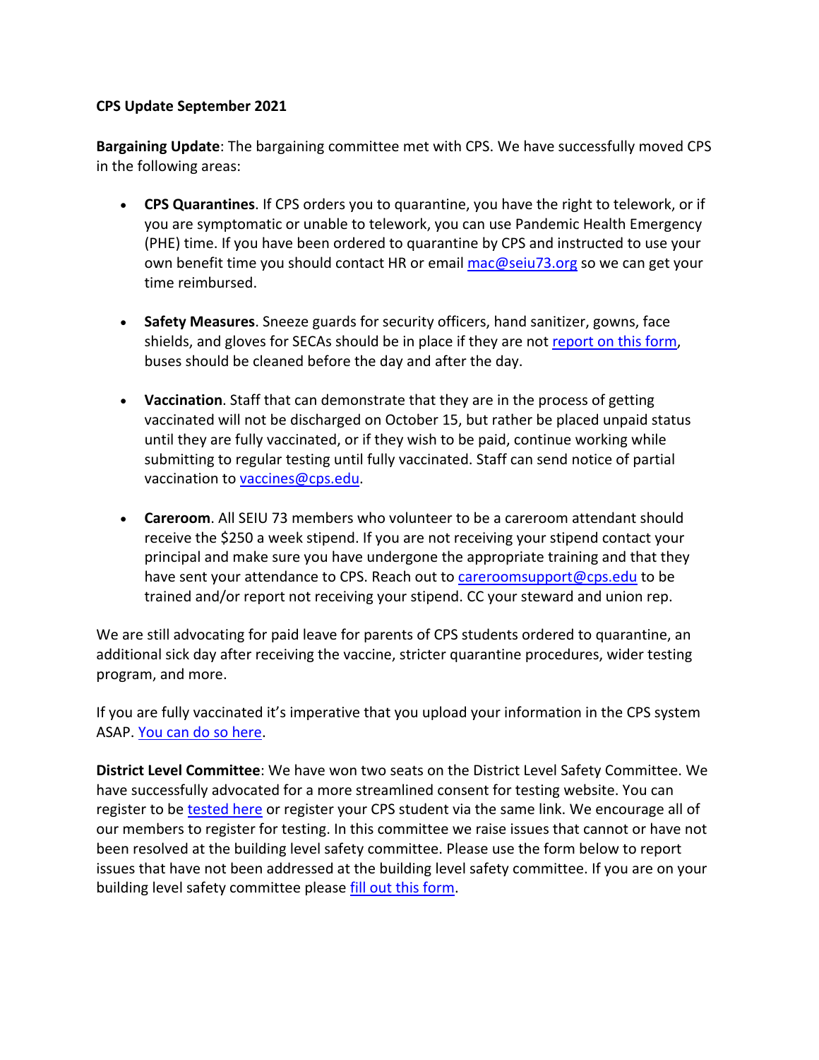**CPS Update September 2021**

**Bargaining Update**: The bargaining committee met with CPS. We have successfully moved CPS in the following areas:

- **CPS Quarantines**. If CPS orders you to quarantine, you have the right to telework, or if you are symptomatic or unable to telework, you can use Pandemic Health Emergency (PHE) time. If you have been ordered to quarantine by CPS and instructed to use your own benefit time you should contact HR or email mac@seiu73.org so we can get your time reimbursed.

- **Safety Measures**. Sneeze guards for security officers, hand sanitizer, gowns, face shields, and gloves for SECAs should be in place if they are not report on this form, buses should be cleaned before the day and after the day.

- **Vaccination**. Staff that can demonstrate that they are in the process of getting vaccinated will not be discharged on October 15, but rather be placed unpaid status until they are fully vaccinated, or if they wish to be paid, continue working while submitting to regular testing until fully vaccinated. Staff can send notice of partial vaccination to vaccines@cps.edu.

- **Careroom**. All SEIU 73 members who volunteer to be a careroom attendant should receive the $250 a week stipend. If you are not receiving your stipend contact your principal and make sure you have undergone the appropriate training and that they have sent your attendance to CPS. Reach out to careroomsupport@cps.edu to be trained and/or report not receiving your stipend. CC your steward and union rep.

We are still advocating for paid leave for parents of CPS students ordered to quarantine, an additional sick day after receiving the vaccine, stricter quarantine procedures, wider testing program, and more.

If you are fully vaccinated it's imperative that you upload your information in the CPS system ASAP. You can do so here.

**District Level Committee**: We have won two seats on the District Level Safety Committee. We have successfully advocated for a more streamlined consent for testing website. You can register to be tested here or register your CPS student via the same link. We encourage all of our members to register for testing. In this committee we raise issues that cannot or have not been resolved at the building level safety committee. Please use the form below to report issues that have not been addressed at the building level safety committee. If you are on your building level safety committee please fill out this form.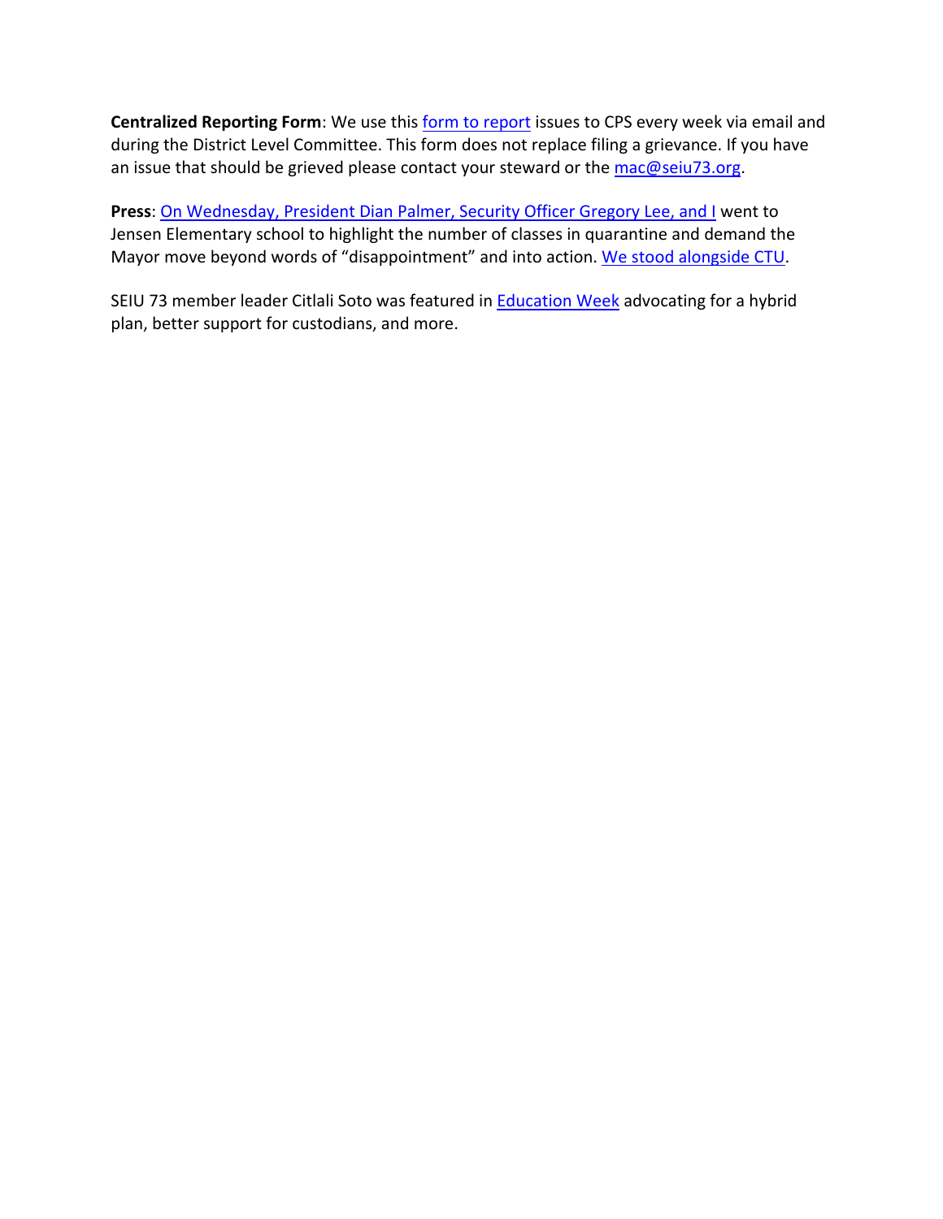**Centralized Reporting Form**: We use this form to report issues to CPS every week via email and during the District Level Committee. This form does not replace filing a grievance. If you have an issue that should be grieved please contact your steward or the mac@seiu73.org.

**Press**: On Wednesday, President Dian Palmer, Security Officer Gregory Lee, and I went to Jensen Elementary school to highlight the number of classes in quarantine and demand the Mayor move beyond words of "disappointment" and into action. We stood alongside CTU.

SEIU 73 member leader Citlali Soto was featured in Education Week advocating for a hybrid plan, better support for custodians, and more.